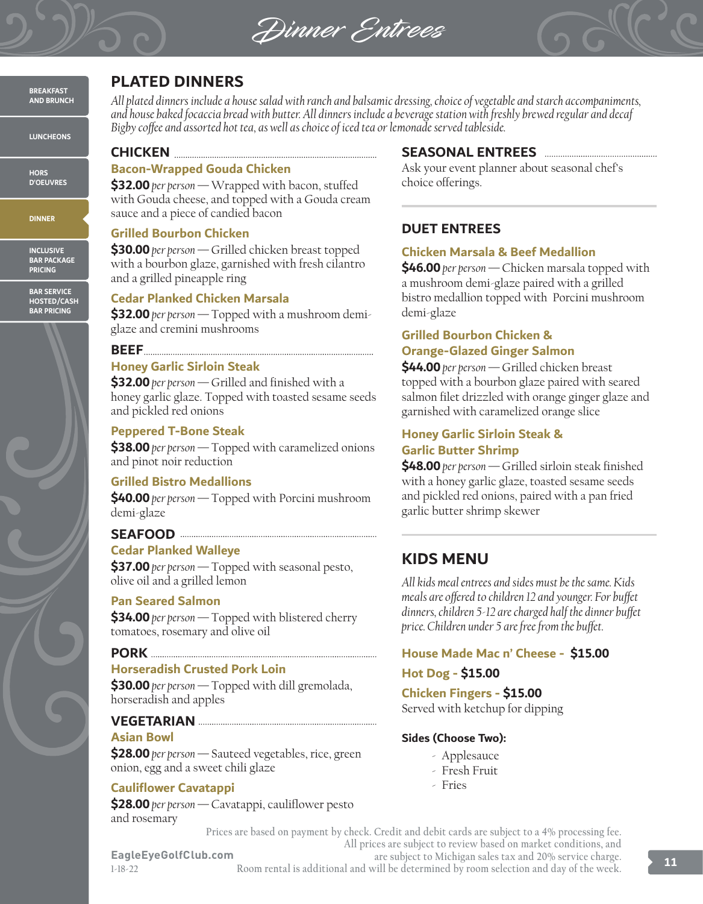# Dinner Entrees

## PLATED DINNERS

*All plated dinners include a house salad with ranch and balsamic dressing, choice of vegetable and starch accompaniments, and house baked focaccia bread with butter. All dinners include a beverage station with freshly brewed regular and decaf Bigby coffee and assorted hot tea, as well as choice of iced tea or lemonade served tableside.*

### CHICKEN

**Bacon-Wrapped Gouda Chicken**
**$32.00** *per person* — Wrapped with bacon, stuffed with Gouda cheese, and topped with a Gouda cream sauce and a piece of candied bacon

**Grilled Bourbon Chicken**
**$30.00** *per person* — Grilled chicken breast topped with a bourbon glaze, garnished with fresh cilantro and a grilled pineapple ring

**Cedar Planked Chicken Marsala**
**$32.00** *per person* — Topped with a mushroom demi-glaze and cremini mushrooms

### BEEF

**Honey Garlic Sirloin Steak**
**$32.00** *per person* — Grilled and finished with a honey garlic glaze. Topped with toasted sesame seeds and pickled red onions

**Peppered T-Bone Steak**
**$38.00** *per person* — Topped with caramelized onions and pinot noir reduction

**Grilled Bistro Medallions**
**$40.00** *per person* — Topped with Porcini mushroom demi-glaze

### SEAFOOD

**Cedar Planked Walleye**
**$37.00** *per person* — Topped with seasonal pesto, olive oil and a grilled lemon

**Pan Seared Salmon**
**$34.00** *per person* — Topped with blistered cherry tomatoes, rosemary and olive oil

### PORK

**Horseradish Crusted Pork Loin**
**$30.00** *per person* — Topped with dill gremolada, horseradish and apples

### VEGETARIAN

**Asian Bowl**
**$28.00** *per person* — Sauteed vegetables, rice, green onion, egg and a sweet chili glaze

**Cauliflower Cavatappi**
**$28.00** *per person* — Cavatappi, cauliflower pesto and rosemary

### SEASONAL ENTREES

Ask your event planner about seasonal chef's choice offerings.

## DUET ENTREES

**Chicken Marsala & Beef Medallion**
**$46.00** *per person* — Chicken marsala topped with a mushroom demi-glaze paired with a grilled bistro medallion topped with Porcini mushroom demi-glaze

**Grilled Bourbon Chicken & Orange-Glazed Ginger Salmon**
**$44.00** *per person* — Grilled chicken breast topped with a bourbon glaze paired with seared salmon filet drizzled with orange ginger glaze and garnished with caramelized orange slice

**Honey Garlic Sirloin Steak & Garlic Butter Shrimp**
**$48.00** *per person* — Grilled sirloin steak finished with a honey garlic glaze, toasted sesame seeds and pickled red onions, paired with a pan fried garlic butter shrimp skewer

## KIDS MENU

*All kids meal entrees and sides must be the same. Kids meals are offered to children 12 and younger. For buffet dinners, children 5-12 are charged half the dinner buffet price. Children under 5 are free from the buffet.*

**House Made Mac n' Cheese - $15.00**

**Hot Dog - $15.00**

**Chicken Fingers - $15.00**
Served with ketchup for dipping

**Sides (Choose Two):**

- Applesauce
- Fresh Fruit
- Fries

Prices are based on payment by check. Credit and debit cards are subject to a 4% processing fee. All prices are subject to review based on market conditions, and are subject to Michigan sales tax and 20% service charge. Room rental is additional and will be determined by room selection and day of the week.

EagleEyeGolfClub.com
1-18-22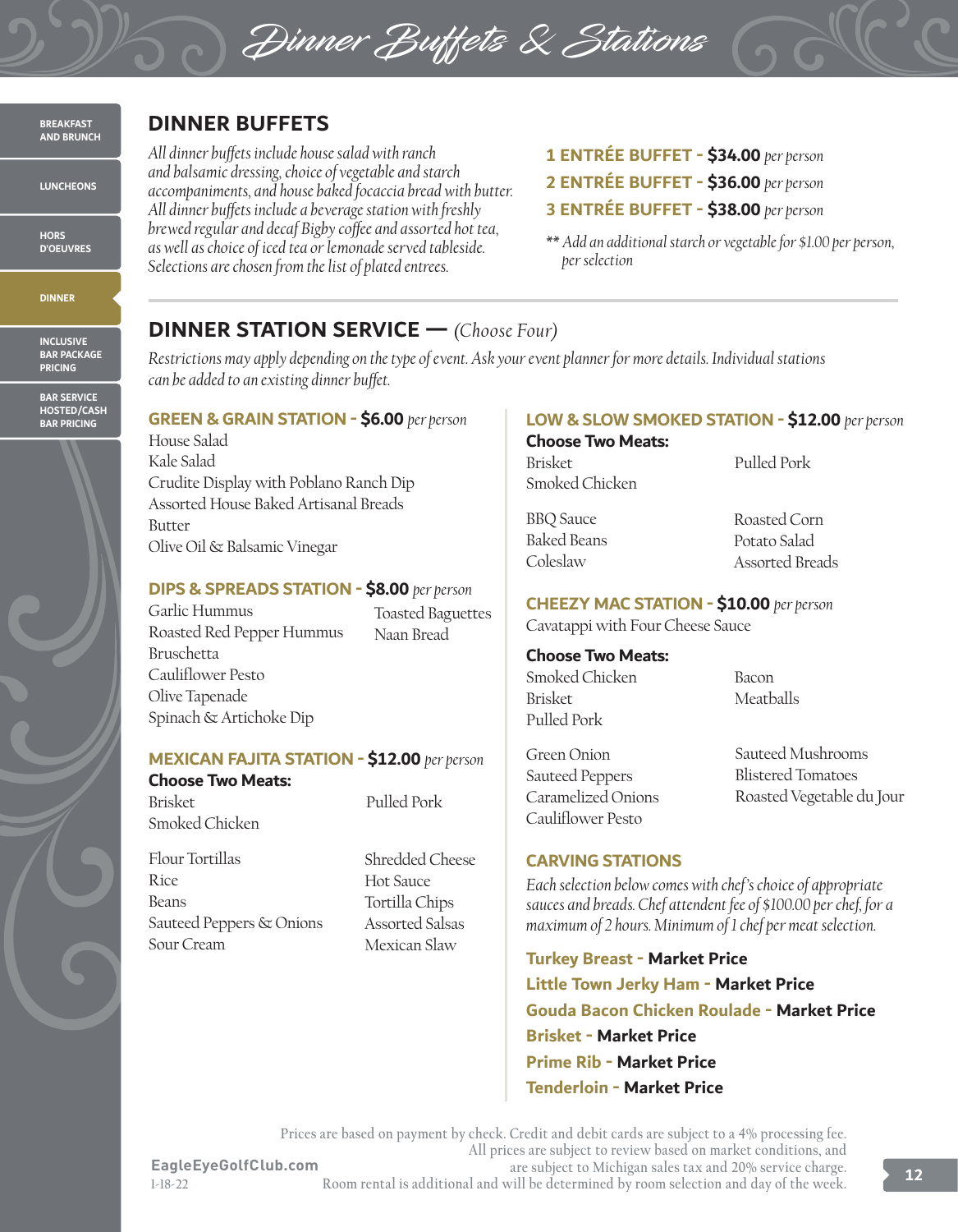# Dinner Buffets & Stations

## DINNER BUFFETS

*All dinner buffets include house salad with ranch and balsamic dressing, choice of vegetable and starch accompaniments, and house baked focaccia bread with butter. All dinner buffets include a beverage station with freshly brewed regular and decaf Bigby coffee and assorted hot tea, as well as choice of iced tea or lemonade served tableside. Selections are chosen from the list of plated entrees.*

**1 ENTRÉE BUFFET - $34.00** *per person*

**2 ENTRÉE BUFFET - $36.00** *per person*

**3 ENTRÉE BUFFET - $38.00** *per person*

*** Add an additional starch or vegetable for $1.00 per person, per selection*

## DINNER STATION SERVICE — *(Choose Four)*

*Restrictions may apply depending on the type of event. Ask your event planner for more details. Individual stations can be added to an existing dinner buffet.*

### GREEN & GRAIN STATION - $6.00 *per person*

House Salad
Kale Salad
Crudite Display with Poblano Ranch Dip
Assorted House Baked Artisanal Breads
Butter
Olive Oil & Balsamic Vinegar

### DIPS & SPREADS STATION - $8.00 *per person*

Garlic Hummus
Roasted Red Pepper Hummus
Bruschetta
Cauliflower Pesto
Olive Tapenade
Spinach & Artichoke Dip
Toasted Baguettes
Naan Bread

### MEXICAN FAJITA STATION - $12.00 *per person*

**Choose Two Meats:**

Brisket
Smoked Chicken
Pulled Pork

Flour Tortillas
Rice
Beans
Sauteed Peppers & Onions
Sour Cream
Shredded Cheese
Hot Sauce
Tortilla Chips
Assorted Salsas
Mexican Slaw

### LOW & SLOW SMOKED STATION - $12.00 *per person*

**Choose Two Meats:**

Brisket
Smoked Chicken
Pulled Pork

BBQ Sauce
Baked Beans
Coleslaw
Roasted Corn
Potato Salad
Assorted Breads

### CHEEZY MAC STATION - $10.00 *per person*

Cavatappi with Four Cheese Sauce

**Choose Two Meats:**

Smoked Chicken
Brisket
Pulled Pork
Bacon
Meatballs

Green Onion
Sauteed Peppers
Caramelized Onions
Cauliflower Pesto
Sauteed Mushrooms
Blistered Tomatoes
Roasted Vegetable du Jour

### CARVING STATIONS

*Each selection below comes with chef's choice of appropriate sauces and breads. Chef attendent fee of $100.00 per chef, for a maximum of 2 hours. Minimum of 1 chef per meat selection.*

**Turkey Breast - Market Price**

**Little Town Jerky Ham - Market Price**

**Gouda Bacon Chicken Roulade - Market Price**

**Brisket - Market Price**

**Prime Rib - Market Price**

**Tenderloin - Market Price**

Prices are based on payment by check. Credit and debit cards are subject to a 4% processing fee. All prices are subject to review based on market conditions, and are subject to Michigan sales tax and 20% service charge. Room rental is additional and will be determined by room selection and day of the week.

**EagleEyeGolfClub.com**
1-18-22